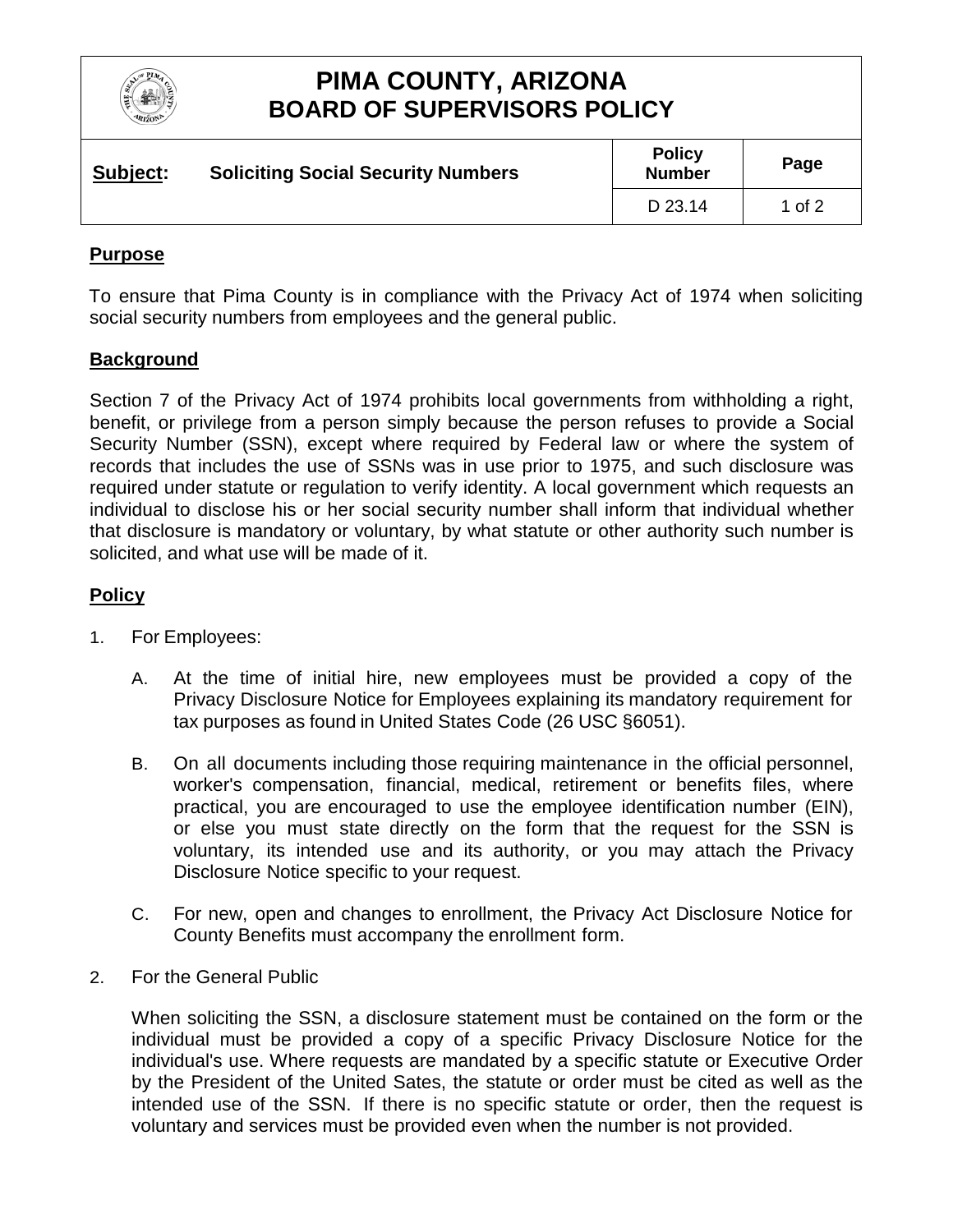# PIMA COUNTY, ARIZONA
# BOARD OF SUPERVISORS POLICY

| **Subject:** Soliciting Social Security Numbers | Policy Number | Page |
| --- | --- | --- |
| | D 23.14 | 1 of 2 |

## Purpose

To ensure that Pima County is in compliance with the Privacy Act of 1974 when soliciting social security numbers from employees and the general public.

## Background

Section 7 of the Privacy Act of 1974 prohibits local governments from withholding a right, benefit, or privilege from a person simply because the person refuses to provide a Social Security Number (SSN), except where required by Federal law or where the system of records that includes the use of SSNs was in use prior to 1975, and such disclosure was required under statute or regulation to verify identity. A local government which requests an individual to disclose his or her social security number shall inform that individual whether that disclosure is mandatory or voluntary, by what statute or other authority such number is solicited, and what use will be made of it.

## Policy

1. For Employees:

   A. At the time of initial hire, new employees must be provided a copy of the Privacy Disclosure Notice for Employees explaining its mandatory requirement for tax purposes as found in United States Code (26 USC §6051).

   B. On all documents including those requiring maintenance in the official personnel, worker's compensation, financial, medical, retirement or benefits files, where practical, you are encouraged to use the employee identification number (EIN), or else you must state directly on the form that the request for the SSN is voluntary, its intended use and its authority, or you may attach the Privacy Disclosure Notice specific to your request.

   C. For new, open and changes to enrollment, the Privacy Act Disclosure Notice for County Benefits must accompany the enrollment form.

2. For the General Public

   When soliciting the SSN, a disclosure statement must be contained on the form or the individual must be provided a copy of a specific Privacy Disclosure Notice for the individual's use. Where requests are mandated by a specific statute or Executive Order by the President of the United Sates, the statute or order must be cited as well as the intended use of the SSN. If there is no specific statute or order, then the request is voluntary and services must be provided even when the number is not provided.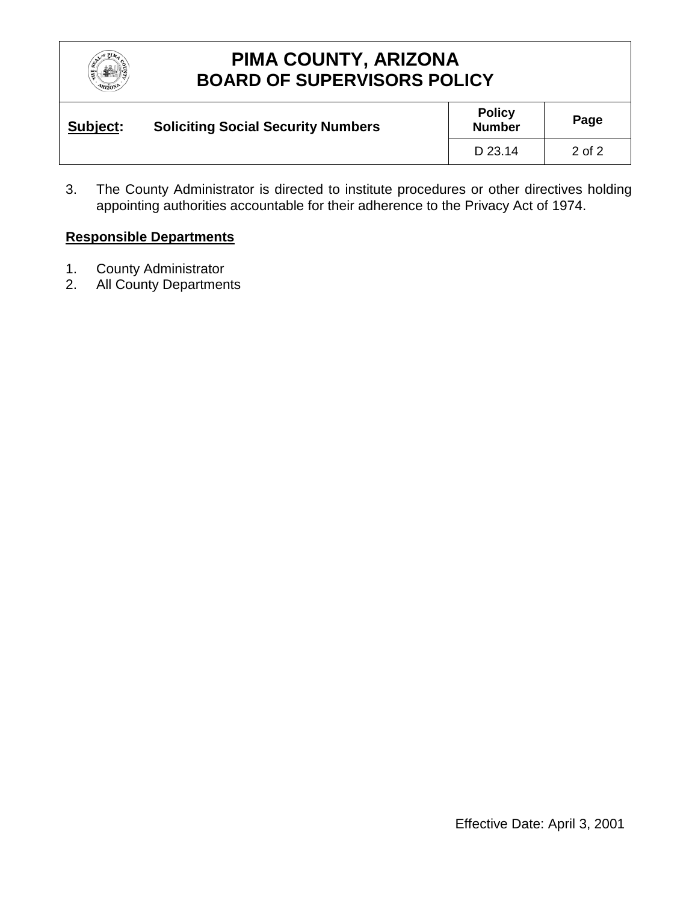3. The County Administrator is directed to institute procedures or other directives holding appointing authorities accountable for their adherence to the Privacy Act of 1974.

**Responsible Departments**

1. County Administrator
2. All County Departments

Effective Date: April 3, 2001